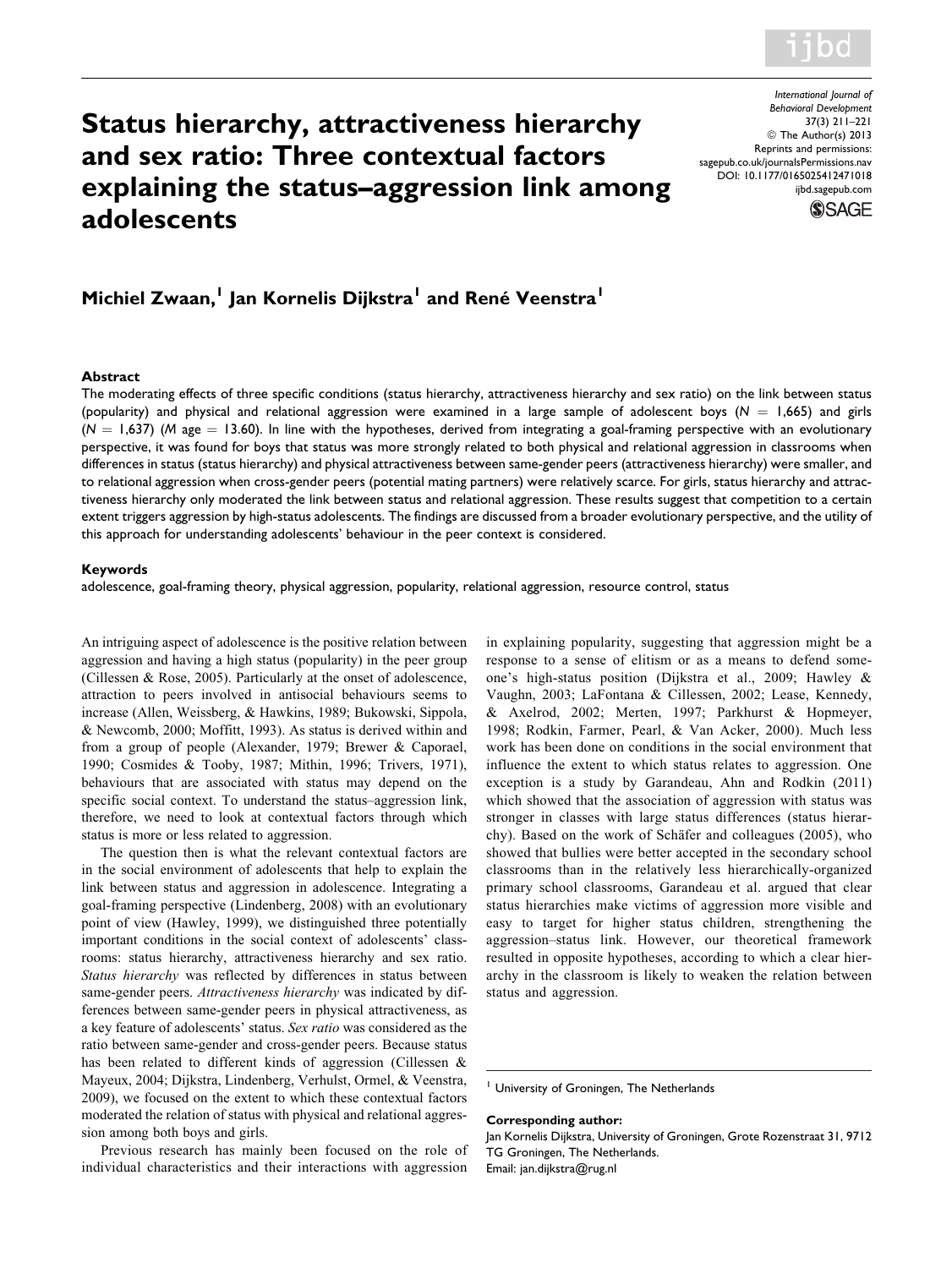# Status hierarchy, attractiveness hierarchy and sex ratio: Three contextual factors explaining the status–aggression link among adolescents

**Michiel Zwaan,[1] Jan Kornelis Dijkstra[1] and René Veenstra[1]**

### Abstract

The moderating effects of three specific conditions (status hierarchy, attractiveness hierarchy and sex ratio) on the link between status (popularity) and physical and relational aggression were examined in a large sample of adolescent boys ($N$ = 1,665) and girls ($N$ = 1,637) ($M$ age = 13.60). In line with the hypotheses, derived from integrating a goal-framing perspective with an evolutionary perspective, it was found for boys that status was more strongly related to both physical and relational aggression in classrooms when differences in status (status hierarchy) and physical attractiveness between same-gender peers (attractiveness hierarchy) were smaller, and to relational aggression when cross-gender peers (potential mating partners) were relatively scarce. For girls, status hierarchy and attractiveness hierarchy only moderated the link between status and relational aggression. These results suggest that competition to a certain extent triggers aggression by high-status adolescents. The findings are discussed from a broader evolutionary perspective, and the utility of this approach for understanding adolescents' behaviour in the peer context is considered.

### Keywords

adolescence, goal-framing theory, physical aggression, popularity, relational aggression, resource control, status

An intriguing aspect of adolescence is the positive relation between aggression and having a high status (popularity) in the peer group (Cillessen & Rose, 2005). Particularly at the onset of adolescence, attraction to peers involved in antisocial behaviours seems to increase (Allen, Weissberg, & Hawkins, 1989; Bukowski, Sippola, & Newcomb, 2000; Moffitt, 1993). As status is derived within and from a group of people (Alexander, 1979; Brewer & Caporael, 1990; Cosmides & Tooby, 1987; Mithin, 1996; Trivers, 1971), behaviours that are associated with status may depend on the specific social context. To understand the status–aggression link, therefore, we need to look at contextual factors through which status is more or less related to aggression.

The question then is what the relevant contextual factors are in the social environment of adolescents that help to explain the link between status and aggression in adolescence. Integrating a goal-framing perspective (Lindenberg, 2008) with an evolutionary point of view (Hawley, 1999), we distinguished three potentially important conditions in the social context of adolescents' classrooms: status hierarchy, attractiveness hierarchy and sex ratio. *Status hierarchy* was reflected by differences in status between same-gender peers. *Attractiveness hierarchy* was indicated by differences between same-gender peers in physical attractiveness, as a key feature of adolescents' status. *Sex ratio* was considered as the ratio between same-gender and cross-gender peers. Because status has been related to different kinds of aggression (Cillessen & Mayeux, 2004; Dijkstra, Lindenberg, Verhulst, Ormel, & Veenstra, 2009), we focused on the extent to which these contextual factors moderated the relation of status with physical and relational aggression among both boys and girls.

Previous research has mainly been focused on the role of individual characteristics and their interactions with aggression in explaining popularity, suggesting that aggression might be a response to a sense of elitism or as a means to defend someone's high-status position (Dijkstra et al., 2009; Hawley & Vaughn, 2003; LaFontana & Cillessen, 2002; Lease, Kennedy, & Axelrod, 2002; Merten, 1997; Parkhurst & Hopmeyer, 1998; Rodkin, Farmer, Pearl, & Van Acker, 2000). Much less work has been done on conditions in the social environment that influence the extent to which status relates to aggression. One exception is a study by Garandeau, Ahn and Rodkin (2011) which showed that the association of aggression with status was stronger in classes with large status differences (status hierarchy). Based on the work of Schäfer and colleagues (2005), who showed that bullies were better accepted in the secondary school classrooms than in the relatively less hierarchically-organized primary school classrooms, Garandeau et al. argued that clear status hierarchies make victims of aggression more visible and easy to target for higher status children, strengthening the aggression–status link. However, our theoretical framework resulted in opposite hypotheses, according to which a clear hierarchy in the classroom is likely to weaken the relation between status and aggression.

[1] University of Groningen, The Netherlands

**Corresponding author:**
Jan Kornelis Dijkstra, University of Groningen, Grote Rozenstraat 31, 9712 TG Groningen, The Netherlands.
Email: jan.dijkstra@rug.nl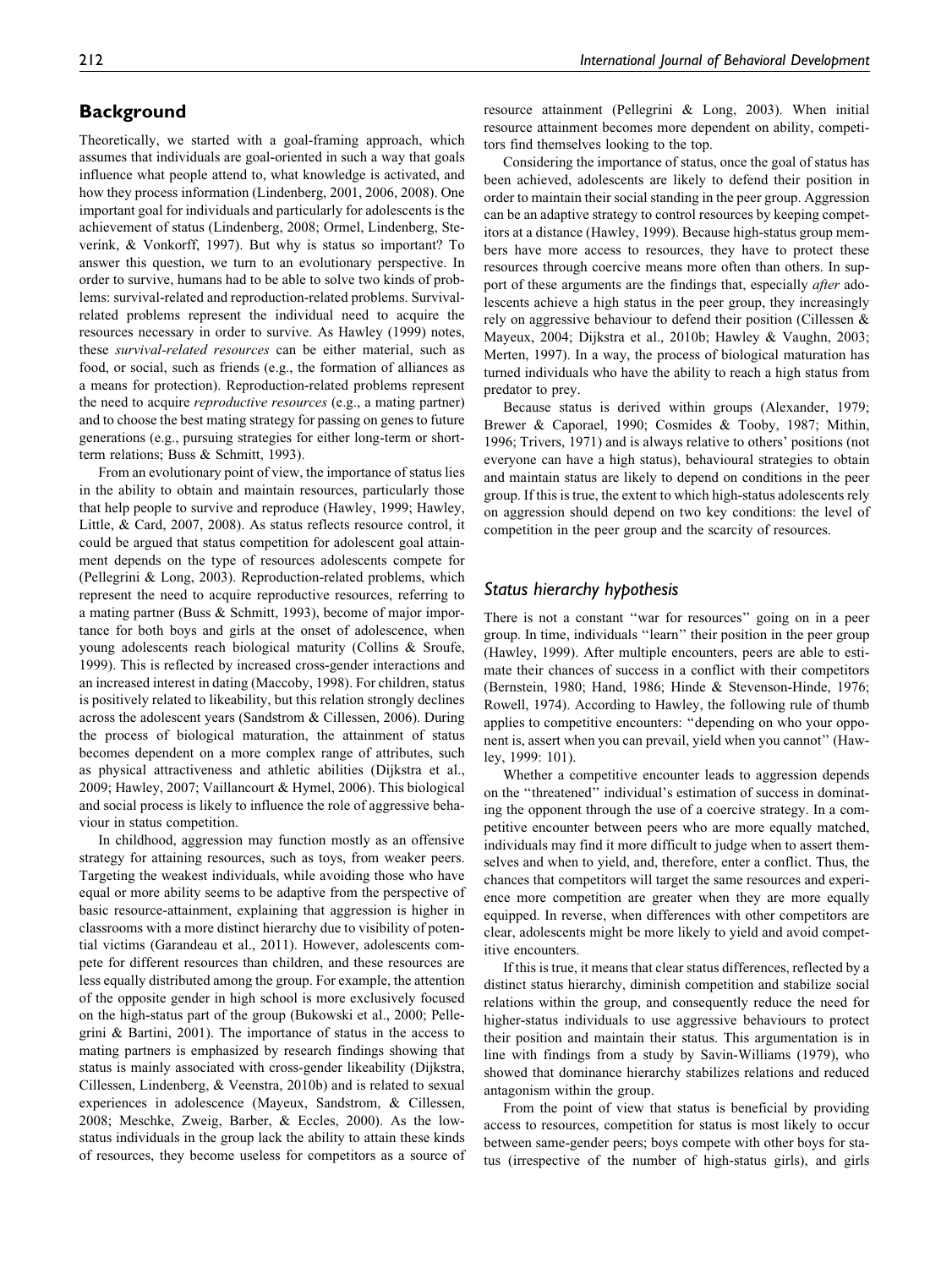## Background

Theoretically, we started with a goal-framing approach, which assumes that individuals are goal-oriented in such a way that goals influence what people attend to, what knowledge is activated, and how they process information (Lindenberg, 2001, 2006, 2008). One important goal for individuals and particularly for adolescents is the achievement of status (Lindenberg, 2008; Ormel, Lindenberg, Steverink, & Vonkorff, 1997). But why is status so important? To answer this question, we turn to an evolutionary perspective. In order to survive, humans had to be able to solve two kinds of problems: survival-related and reproduction-related problems. Survival-related problems represent the individual need to acquire the resources necessary in order to survive. As Hawley (1999) notes, these *survival-related resources* can be either material, such as food, or social, such as friends (e.g., the formation of alliances as a means for protection). Reproduction-related problems represent the need to acquire *reproductive resources* (e.g., a mating partner) and to choose the best mating strategy for passing on genes to future generations (e.g., pursuing strategies for either long-term or short-term relations; Buss & Schmitt, 1993).

From an evolutionary point of view, the importance of status lies in the ability to obtain and maintain resources, particularly those that help people to survive and reproduce (Hawley, 1999; Hawley, Little, & Card, 2007, 2008). As status reflects resource control, it could be argued that status competition for adolescent goal attainment depends on the type of resources adolescents compete for (Pellegrini & Long, 2003). Reproduction-related problems, which represent the need to acquire reproductive resources, referring to a mating partner (Buss & Schmitt, 1993), become of major importance for both boys and girls at the onset of adolescence, when young adolescents reach biological maturity (Collins & Sroufe, 1999). This is reflected by increased cross-gender interactions and an increased interest in dating (Maccoby, 1998). For children, status is positively related to likeability, but this relation strongly declines across the adolescent years (Sandstrom & Cillessen, 2006). During the process of biological maturation, the attainment of status becomes dependent on a more complex range of attributes, such as physical attractiveness and athletic abilities (Dijkstra et al., 2009; Hawley, 2007; Vaillancourt & Hymel, 2006). This biological and social process is likely to influence the role of aggressive behaviour in status competition.

In childhood, aggression may function mostly as an offensive strategy for attaining resources, such as toys, from weaker peers. Targeting the weakest individuals, while avoiding those who have equal or more ability seems to be adaptive from the perspective of basic resource-attainment, explaining that aggression is higher in classrooms with a more distinct hierarchy due to visibility of potential victims (Garandeau et al., 2011). However, adolescents compete for different resources than children, and these resources are less equally distributed among the group. For example, the attention of the opposite gender in high school is more exclusively focused on the high-status part of the group (Bukowski et al., 2000; Pellegrini & Bartini, 2001). The importance of status in the access to mating partners is emphasized by research findings showing that status is mainly associated with cross-gender likeability (Dijkstra, Cillessen, Lindenberg, & Veenstra, 2010b) and is related to sexual experiences in adolescence (Mayeux, Sandstrom, & Cillessen, 2008; Meschke, Zweig, Barber, & Eccles, 2000). As the low-status individuals in the group lack the ability to attain these kinds of resources, they become useless for competitors as a source of resource attainment (Pellegrini & Long, 2003). When initial resource attainment becomes more dependent on ability, competitors find themselves looking to the top.

Considering the importance of status, once the goal of status has been achieved, adolescents are likely to defend their position in order to maintain their social standing in the peer group. Aggression can be an adaptive strategy to control resources by keeping competitors at a distance (Hawley, 1999). Because high-status group members have more access to resources, they have to protect these resources through coercive means more often than others. In support of these arguments are the findings that, especially *after* adolescents achieve a high status in the peer group, they increasingly rely on aggressive behaviour to defend their position (Cillessen & Mayeux, 2004; Dijkstra et al., 2010b; Hawley & Vaughn, 2003; Merten, 1997). In a way, the process of biological maturation has turned individuals who have the ability to reach a high status from predator to prey.

Because status is derived within groups (Alexander, 1979; Brewer & Caporael, 1990; Cosmides & Tooby, 1987; Mithin, 1996; Trivers, 1971) and is always relative to others' positions (not everyone can have a high status), behavioural strategies to obtain and maintain status are likely to depend on conditions in the peer group. If this is true, the extent to which high-status adolescents rely on aggression should depend on two key conditions: the level of competition in the peer group and the scarcity of resources.

### *Status hierarchy hypothesis*

There is not a constant "war for resources" going on in a peer group. In time, individuals "learn" their position in the peer group (Hawley, 1999). After multiple encounters, peers are able to estimate their chances of success in a conflict with their competitors (Bernstein, 1980; Hand, 1986; Hinde & Stevenson-Hinde, 1976; Rowell, 1974). According to Hawley, the following rule of thumb applies to competitive encounters: "depending on who your opponent is, assert when you can prevail, yield when you cannot" (Hawley, 1999: 101).

Whether a competitive encounter leads to aggression depends on the "threatened" individual's estimation of success in dominating the opponent through the use of a coercive strategy. In a competitive encounter between peers who are more equally matched, individuals may find it more difficult to judge when to assert themselves and when to yield, and, therefore, enter a conflict. Thus, the chances that competitors will target the same resources and experience more competition are greater when they are more equally equipped. In reverse, when differences with other competitors are clear, adolescents might be more likely to yield and avoid competitive encounters.

If this is true, it means that clear status differences, reflected by a distinct status hierarchy, diminish competition and stabilize social relations within the group, and consequently reduce the need for higher-status individuals to use aggressive behaviours to protect their position and maintain their status. This argumentation is in line with findings from a study by Savin-Williams (1979), who showed that dominance hierarchy stabilizes relations and reduced antagonism within the group.

From the point of view that status is beneficial by providing access to resources, competition for status is most likely to occur between same-gender peers; boys compete with other boys for status (irrespective of the number of high-status girls), and girls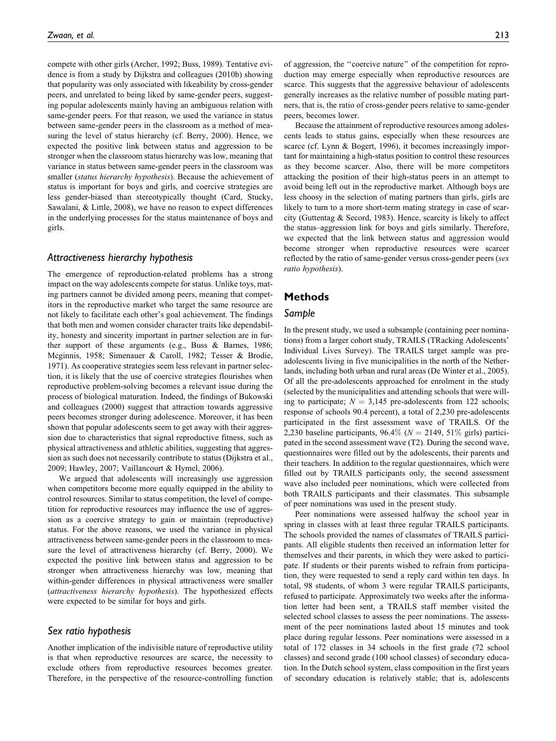compete with other girls (Archer, 1992; Buss, 1989). Tentative evidence is from a study by Dijkstra and colleagues (2010b) showing that popularity was only associated with likeability by cross-gender peers, and unrelated to being liked by same-gender peers, suggesting popular adolescents mainly having an ambiguous relation with same-gender peers. For that reason, we used the variance in status between same-gender peers in the classroom as a method of measuring the level of status hierarchy (cf. Berry, 2000). Hence, we expected the positive link between status and aggression to be stronger when the classroom status hierarchy was low, meaning that variance in status between same-gender peers in the classroom was smaller (*status hierarchy hypothesis*). Because the achievement of status is important for boys and girls, and coercive strategies are less gender-biased than stereotypically thought (Card, Stucky, Sawalani, & Little, 2008), we have no reason to expect differences in the underlying processes for the status maintenance of boys and girls.

### Attractiveness hierarchy hypothesis

The emergence of reproduction-related problems has a strong impact on the way adolescents compete for status. Unlike toys, mating partners cannot be divided among peers, meaning that competitors in the reproductive market who target the same resource are not likely to facilitate each other's goal achievement. The findings that both men and women consider character traits like dependability, honesty and sincerity important in partner selection are in further support of these arguments (e.g., Buss & Barnes, 1986; Mcginnis, 1958; Simenauer & Caroll, 1982; Tesser & Brodie, 1971). As cooperative strategies seem less relevant in partner selection, it is likely that the use of coercive strategies flourishes when reproductive problem-solving becomes a relevant issue during the process of biological maturation. Indeed, the findings of Bukowski and colleagues (2000) suggest that attraction towards aggressive peers becomes stronger during adolescence. Moreover, it has been shown that popular adolescents seem to get away with their aggression due to characteristics that signal reproductive fitness, such as physical attractiveness and athletic abilities, suggesting that aggression as such does not necessarily contribute to status (Dijkstra et al., 2009; Hawley, 2007; Vaillancourt & Hymel, 2006).

We argued that adolescents will increasingly use aggression when competitors become more equally equipped in the ability to control resources. Similar to status competition, the level of competition for reproductive resources may influence the use of aggression as a coercive strategy to gain or maintain (reproductive) status. For the above reasons, we used the variance in physical attractiveness between same-gender peers in the classroom to measure the level of attractiveness hierarchy (cf. Berry, 2000). We expected the positive link between status and aggression to be stronger when attractiveness hierarchy was low, meaning that within-gender differences in physical attractiveness were smaller (*attractiveness hierarchy hypothesis*). The hypothesized effects were expected to be similar for boys and girls.

### Sex ratio hypothesis

Another implication of the indivisible nature of reproductive utility is that when reproductive resources are scarce, the necessity to exclude others from reproductive resources becomes greater. Therefore, in the perspective of the resource-controlling function of aggression, the "coercive nature" of the competition for reproduction may emerge especially when reproductive resources are scarce. This suggests that the aggressive behaviour of adolescents generally increases as the relative number of possible mating partners, that is, the ratio of cross-gender peers relative to same-gender peers, becomes lower.

Because the attainment of reproductive resources among adolescents leads to status gains, especially when these resources are scarce (cf. Lynn & Bogert, 1996), it becomes increasingly important for maintaining a high-status position to control these resources as they become scarcer. Also, there will be more competitors attacking the position of their high-status peers in an attempt to avoid being left out in the reproductive market. Although boys are less choosy in the selection of mating partners than girls, girls are likely to turn to a more short-term mating strategy in case of scarcity (Guttentag & Secord, 1983). Hence, scarcity is likely to affect the status–aggression link for boys and girls similarly. Therefore, we expected that the link between status and aggression would become stronger when reproductive resources were scarcer reflected by the ratio of same-gender versus cross-gender peers (*sex ratio hypothesis*).

## Methods

### Sample

In the present study, we used a subsample (containing peer nominations) from a larger cohort study, TRAILS (TRacking Adolescents' Individual Lives Survey). The TRAILS target sample was pre-adolescents living in five municipalities in the north of the Netherlands, including both urban and rural areas (De Winter et al., 2005). Of all the pre-adolescents approached for enrolment in the study (selected by the municipalities and attending schools that were willing to participate; $N = 3{,}145$ pre-adolescents from 122 schools; response of schools 90.4 percent), a total of 2,230 pre-adolescents participated in the first assessment wave of TRAILS. Of the 2,230 baseline participants, 96.4% ($N = 2149$, 51% girls) participated in the second assessment wave (T2). During the second wave, questionnaires were filled out by the adolescents, their parents and their teachers. In addition to the regular questionnaires, which were filled out by TRAILS participants only, the second assessment wave also included peer nominations, which were collected from both TRAILS participants and their classmates. This subsample of peer nominations was used in the present study.

Peer nominations were assessed halfway the school year in spring in classes with at least three regular TRAILS participants. The schools provided the names of classmates of TRAILS participants. All eligible students then received an information letter for themselves and their parents, in which they were asked to participate. If students or their parents wished to refrain from participation, they were requested to send a reply card within ten days. In total, 98 students, of whom 3 were regular TRAILS participants, refused to participate. Approximately two weeks after the information letter had been sent, a TRAILS staff member visited the selected school classes to assess the peer nominations. The assessment of the peer nominations lasted about 15 minutes and took place during regular lessons. Peer nominations were assessed in a total of 172 classes in 34 schools in the first grade (72 school classes) and second grade (100 school classes) of secondary education. In the Dutch school system, class composition in the first years of secondary education is relatively stable; that is, adolescents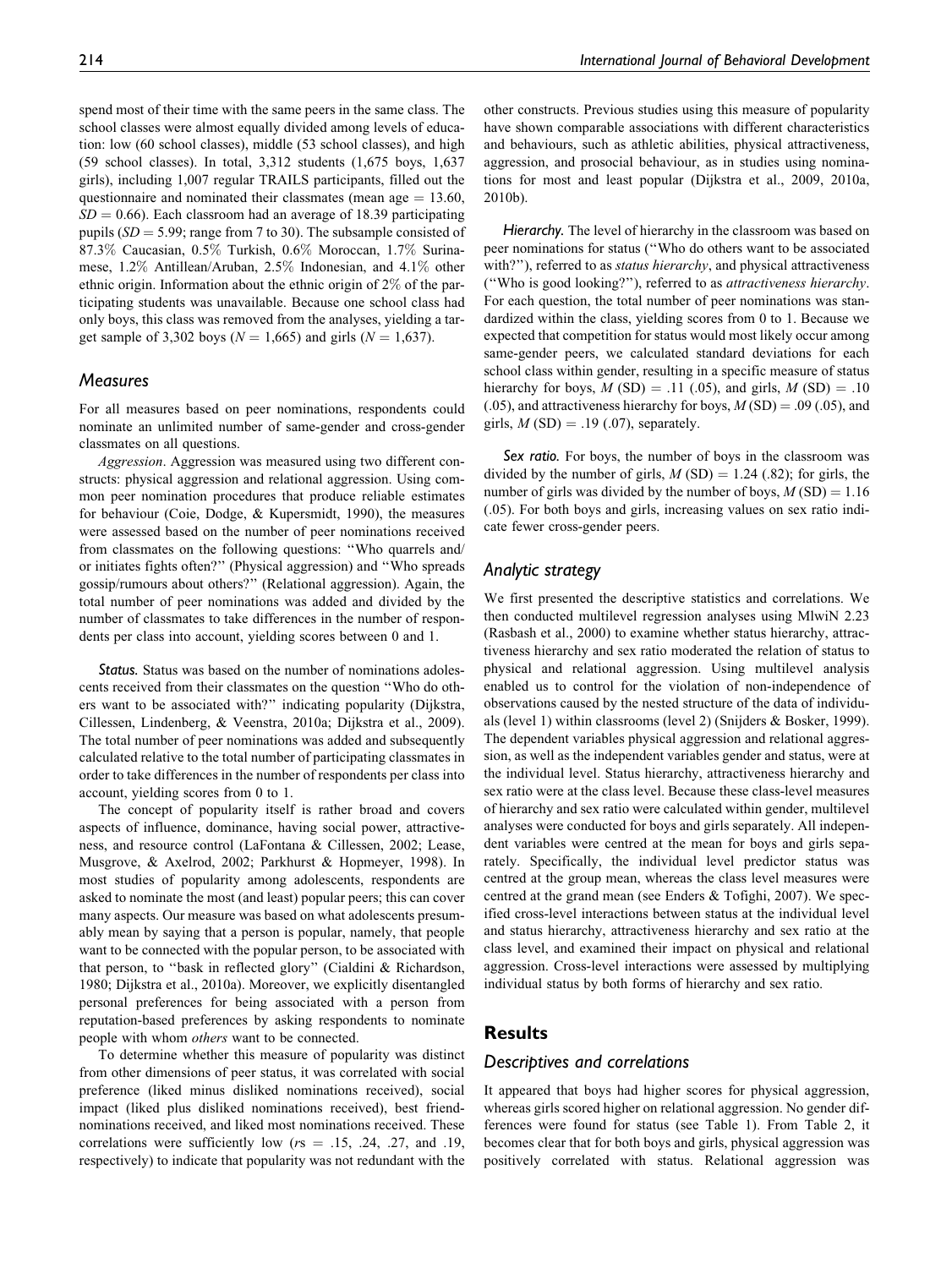spend most of their time with the same peers in the same class. The school classes were almost equally divided among levels of education: low (60 school classes), middle (53 school classes), and high (59 school classes). In total, 3,312 students (1,675 boys, 1,637 girls), including 1,007 regular TRAILS participants, filled out the questionnaire and nominated their classmates (mean age = 13.60, $SD = 0.66$). Each classroom had an average of 18.39 participating pupils ($SD = 5.99$; range from 7 to 30). The subsample consisted of 87.3% Caucasian, 0.5% Turkish, 0.6% Moroccan, 1.7% Surinamese, 1.2% Antillean/Aruban, 2.5% Indonesian, and 4.1% other ethnic origin. Information about the ethnic origin of 2% of the participating students was unavailable. Because one school class had only boys, this class was removed from the analyses, yielding a target sample of 3,302 boys ($N = 1,665$) and girls ($N = 1,637$).

## Measures

For all measures based on peer nominations, respondents could nominate an unlimited number of same-gender and cross-gender classmates on all questions.

*Aggression*. Aggression was measured using two different constructs: physical aggression and relational aggression. Using common peer nomination procedures that produce reliable estimates for behaviour (Coie, Dodge, & Kupersmidt, 1990), the measures were assessed based on the number of peer nominations received from classmates on the following question: "Who quarrels and/or initiates fights often?" (Physical aggression) and "Who spreads gossip/rumours about others?" (Relational aggression). Again, the total number of peer nominations was added and divided by the number of classmates to take differences in the number of respondents per class into account, yielding scores between 0 and 1.

***Status.*** Status was based on the number of nominations adolescents received from their classmates on the question "Who do others want to be associated with?" indicating popularity (Dijkstra, Cillessen, Lindenberg, & Veenstra, 2010a; Dijkstra et al., 2009). The total number of peer nominations was added and subsequently calculated relative to the total number of participating classmates in order to take differences in the number of respondents per class into account, yielding scores from 0 to 1.

The concept of popularity itself is rather broad and covers aspects of influence, dominance, having social power, attractiveness, and resource control (LaFontana & Cillessen, 2002; Lease, Musgrove, & Axelrod, 2002; Parkhurst & Hopmeyer, 1998). In most studies of popularity among adolescents, respondents are asked to nominate the most (and least) popular peers; this can cover many aspects. Our measure was based on what adolescents presumably mean by saying that a person is popular, namely, that people want to be connected with the popular person, to be associated with that person, to "bask in reflected glory" (Cialdini & Richardson, 1980; Dijkstra et al., 2010a). Moreover, we explicitly disentangled personal preferences for being associated with a person from reputation-based preferences by asking respondents to nominate people with whom *others* want to be connected.

To determine whether this measure of popularity was distinct from other dimensions of peer status, it was correlated with social preference (liked minus disliked nominations received), social impact (liked plus disliked nominations received), best friend-nominations received, and liked most nominations received. These correlations were sufficiently low ($r$s = .15, .24, .27, and .19, respectively) to indicate that popularity was not redundant with the other constructs. Previous studies using this measure of popularity have shown comparable associations with different characteristics and behaviours, such as athletic abilities, physical attractiveness, aggression, and prosocial behaviour, as in studies using nominations for most and least popular (Dijkstra et al., 2009, 2010a, 2010b).

***Hierarchy.*** The level of hierarchy in the classroom was based on peer nominations for status ("Who do others want to be associated with?"), referred to as *status hierarchy*, and physical attractiveness ("Who is good looking?"), referred to as *attractiveness hierarchy*. For each question, the total number of peer nominations was standardized within the class, yielding scores from 0 to 1. Because we expected that competition for status would most likely occur among same-gender peers, we calculated standard deviations for each school class within gender, resulting in a specific measure of status hierarchy for boys, $M$ (SD) = .11 (.05), and girls, $M$ (SD) = .10 (.05), and attractiveness hierarchy for boys, $M$ (SD) = .09 (.05), and girls, $M$ (SD) = .19 (.07), separately.

***Sex ratio.*** For boys, the number of boys in the classroom was divided by the number of girls, $M$ (SD) = 1.24 (.82); for girls, the number of girls was divided by the number of boys, $M$ (SD) = 1.16 (.05). For both boys and girls, increasing values on sex ratio indicate fewer cross-gender peers.

## Analytic strategy

We first presented the descriptive statistics and correlations. We then conducted multilevel regression analyses using MlwiN 2.23 (Rasbash et al., 2000) to examine whether status hierarchy, attractiveness hierarchy and sex ratio moderated the relation of status to physical and relational aggression. Using multilevel analysis enabled us to control for the violation of non-independence of observations caused by the nested structure of the data of individuals (level 1) within classrooms (level 2) (Snijders & Bosker, 1999). The dependent variables physical aggression and relational aggression, as well as the independent variables gender and status, were at the individual level. Status hierarchy, attractiveness hierarchy and sex ratio were at the class level. Because these class-level measures of hierarchy and sex ratio were calculated within gender, multilevel analyses were conducted for boys and girls separately. All independent variables were centred at the mean for boys and girls separately. Specifically, the individual level predictor status was centred at the group mean, whereas the class level measures were centred at the grand mean (see Enders & Tofighi, 2007). We specified cross-level interactions between status at the individual level and status hierarchy, attractiveness hierarchy and sex ratio at the class level, and examined their impact on physical and relational aggression. Cross-level interactions were assessed by multiplying individual status by both forms of hierarchy and sex ratio.

# Results

## Descriptives and correlations

It appeared that boys had higher scores for physical aggression, whereas girls scored higher on relational aggression. No gender differences were found for status (see Table 1). From Table 2, it becomes clear that for both boys and girls, physical aggression was positively correlated with status. Relational aggression was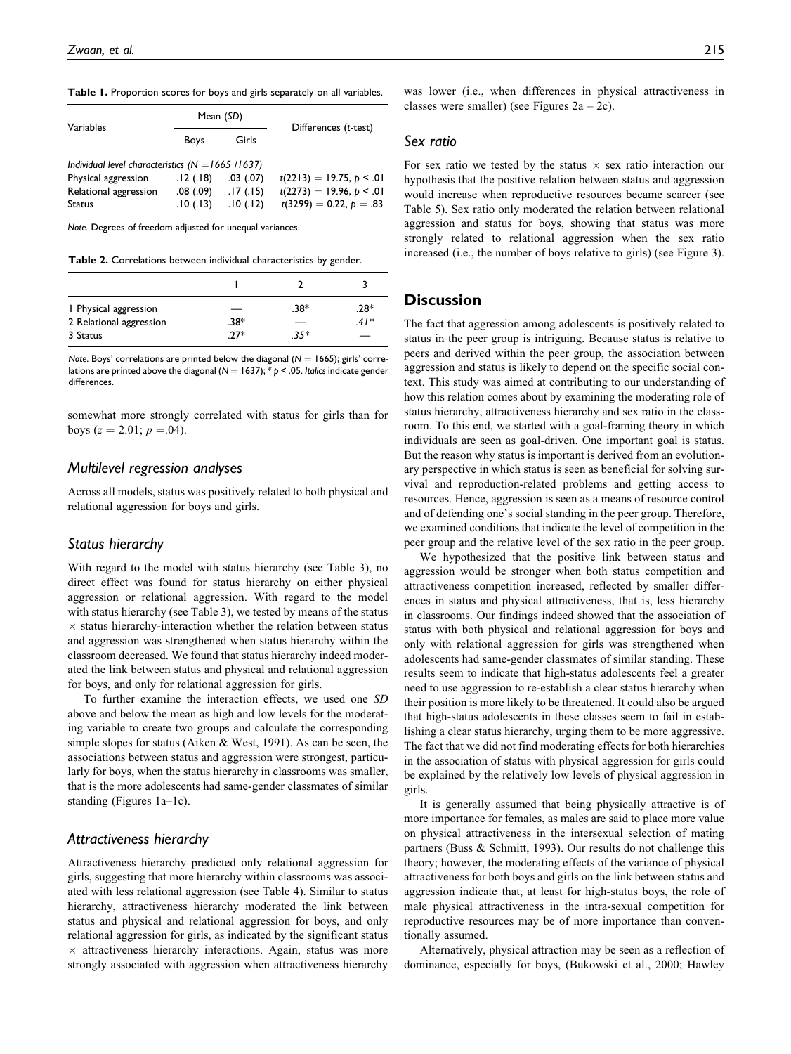**Table 1.** Proportion scores for boys and girls separately on all variables.

| Variables | Mean (*SD*) | | Differences (*t*-test) |
|---|---|---|---|
| | Boys | Girls | |
| *Individual level characteristics (N = 1665 /1637)* | | | |
| Physical aggression | .12 (.18) | .03 (.07) | $t(2213) = 19.75$, $p < .01$ |
| Relational aggression | .08 (.09) | .17 (.15) | $t(2273) = 19.96$, $p < .01$ |
| Status | .10 (.13) | .10 (.12) | $t(3299) = 0.22$, $p = .83$ |

*Note.* Degrees of freedom adjusted for unequal variances.

**Table 2.** Correlations between individual characteristics by gender.

| | 1 | 2 | 3 |
|---|---|---|---|
| 1 Physical aggression | — | .38* | .28* |
| 2 Relational aggression | .38* | — | *.41** |
| 3 Status | .27* | .35* | — |

*Note.* Boys' correlations are printed below the diagonal ($N = 1665$); girls' correlations are printed above the diagonal ($N = 1637$); * $p < .05$. *Italics* indicate gender differences.

somewhat more strongly correlated with status for girls than for boys ($z = 2.01$; $p = .04$).

### Multilevel regression analyses

Across all models, status was positively related to both physical and relational aggression for boys and girls.

### Status hierarchy

With regard to the model with status hierarchy (see Table 3), no direct effect was found for status hierarchy on either physical aggression or relational aggression. With regard to the model with status hierarchy (see Table 3), we tested by means of the status × status hierarchy-interaction whether the relation between status and aggression was strengthened when status hierarchy within the classroom decreased. We found that status hierarchy indeed moderated the link between status and physical and relational aggression for boys, and only for relational aggression for girls.

To further examine the interaction effects, we used one *SD* above and below the mean as high and low levels for the moderating variable to create two groups and calculate the corresponding simple slopes for status (Aiken & West, 1991). As can be seen, the associations between status and aggression were strongest, particularly for boys, when the status hierarchy in classrooms was smaller, that is the more adolescents had same-gender classmates of similar standing (Figures 1a–1c).

### Attractiveness hierarchy

Attractiveness hierarchy predicted only relational aggression for girls, suggesting that more hierarchy within classrooms was associated with less relational aggression (see Table 4). Similar to status hierarchy, attractiveness hierarchy moderated the link between status and physical and relational aggression for boys, and only relational aggression for girls, as indicated by the significant status × attractiveness hierarchy interactions. Again, status was more strongly associated with aggression when attractiveness hierarchy was lower (i.e., when differences in physical attractiveness in classes were smaller) (see Figures 2a – 2c).

### Sex ratio

For sex ratio we tested by the status × sex ratio interaction our hypothesis that the positive relation between status and aggression would increase when reproductive resources became scarcer (see Table 5). Sex ratio only moderated the relation between relational aggression and status for boys, showing that status was more strongly related to relational aggression when the sex ratio increased (i.e., the number of boys relative to girls) (see Figure 3).

## Discussion

The fact that aggression among adolescents is positively related to status in the peer group is intriguing. Because status is relative to peers and derived within the peer group, the association between aggression and status is likely to depend on the specific social context. This study was aimed at contributing to our understanding of how this relation comes about by examining the moderating role of status hierarchy, attractiveness hierarchy and sex ratio in the classroom. To this end, we started with a goal-framing theory in which individuals are seen as goal-driven. One important goal is status. But the reason why status is important is derived from an evolutionary perspective in which status is seen as beneficial for solving survival and reproduction-related problems and getting access to resources. Hence, aggression is seen as a means of resource control and of defending one's social standing in the peer group. Therefore, we examined conditions that indicate the level of competition in the peer group and the relative level of the sex ratio in the peer group.

We hypothesized that the positive link between status and aggression would be stronger when both status competition and attractiveness competition increased, reflected by smaller differences in status and physical attractiveness, that is, less hierarchy in classrooms. Our findings indeed showed that the association of status with both physical and relational aggression for boys and only with relational aggression for girls was strengthened when adolescents had same-gender classmates of similar standing. These results seem to indicate that high-status adolescents feel a greater need to use aggression to re-establish a clear status hierarchy when their position is more likely to be threatened. It could also be argued that high-status adolescents in these classes seem to fail in establishing a clear status hierarchy, urging them to be more aggressive. The fact that we did not find moderating effects for both hierarchies in the association of status with physical aggression for girls could be explained by the relatively low levels of physical aggression in girls.

It is generally assumed that being physically attractive is of more importance for females, as males are said to place more value on physical attractiveness in the intersexual selection of mating partners (Buss & Schmitt, 1993). Our results do not challenge this theory; however, the moderating effects of the variance of physical attractiveness for both boys and girls on the link between status and aggression indicate that, at least for high-status boys, the role of male physical attractiveness in the intra-sexual competition for reproductive resources may be of more importance than conventionally assumed.

Alternatively, physical attraction may be seen as a reflection of dominance, especially for boys, (Bukowski et al., 2000; Hawley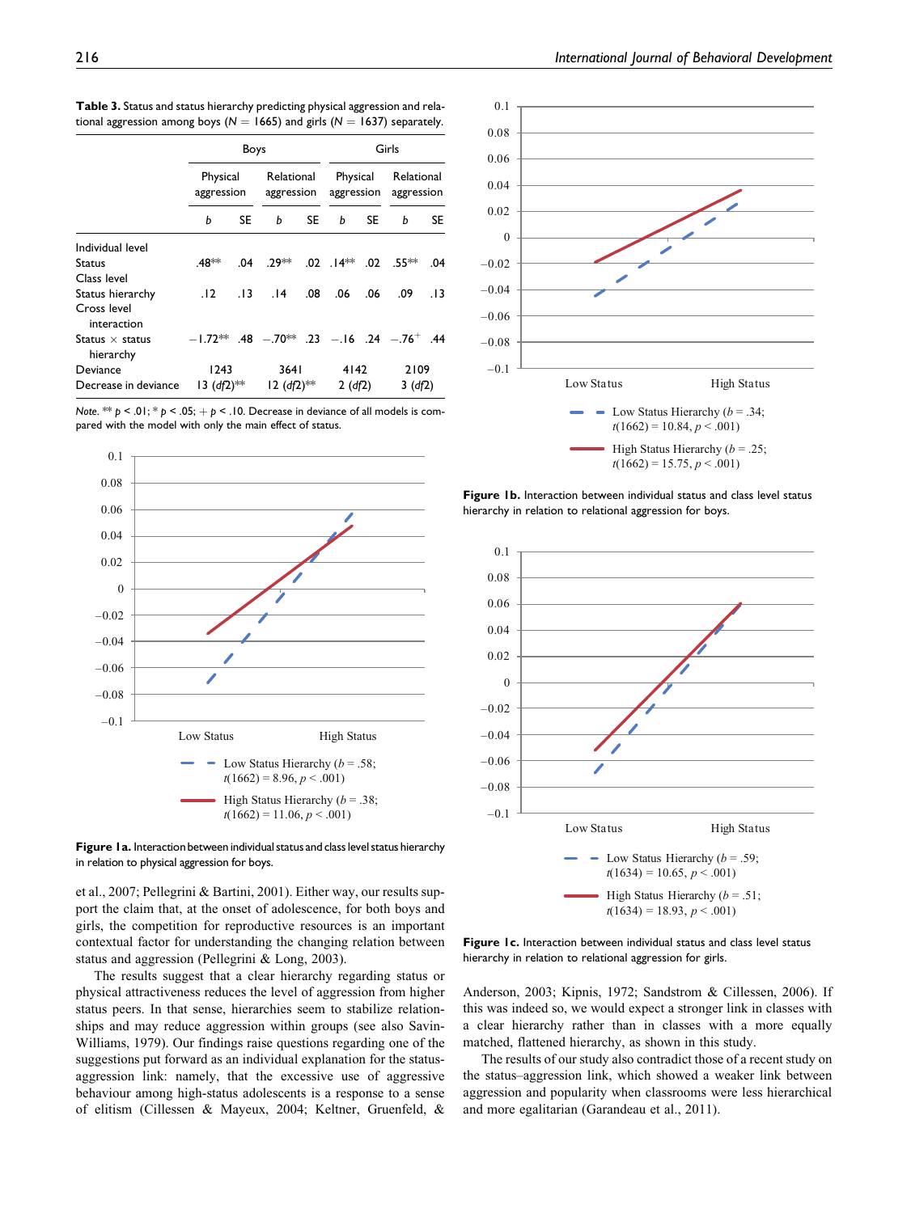**Table 3.** Status and status hierarchy predicting physical aggression and relational aggression among boys ($N$ = 1665) and girls ($N$ = 1637) separately.

| | Boys | | | | Girls | | | |
|---|---|---|---|---|---|---|---|---|
| | Physical aggression | | Relational aggression | | Physical aggression | | Relational aggression | |
| | $b$ | SE | $b$ | SE | $b$ | SE | $b$ | SE |
| Individual level | | | | | | | | |
| Status | .48** | .04 | .29** | .02 | .14** | .02 | .55** | .04 |
| Class level | | | | | | | | |
| Status hierarchy | .12 | .13 | .14 | .08 | .06 | .06 | .09 | .13 |
| Cross level interaction | | | | | | | | |
| Status × status hierarchy | −1.72** | .48 | −.70** | .23 | −.16 | .24 | −.76+ | .44 |
| Deviance | 1243 | | 3641 | | 4142 | | 2109 | |
| Decrease in deviance | 13 ($df2$)** | | 12 ($df2$)** | | 2 ($df2$) | | 3 ($df2$) | |

*Note.* ** $p$ < .01; * $p$ < .05; + $p$ < .10. Decrease in deviance of all models is compared with the model with only the main effect of status.

0.1
0.08
0.06
0.04
0.02
0
−0.02
−0.04
−0.06
−0.08
−0.1
Low Status
High Status
Low Status Hierarchy ($b$ = .58; $t$(1662) = 8.96, $p$ < .001)
High Status Hierarchy ($b$ = .38; $t$(1662) = 11.06, $p$ < .001)

**Figure 1a.** Interaction between individual status and class level status hierarchy in relation to physical aggression for boys.

0.1
0.08
0.06
0.04
0.02
0
−0.02
−0.04
−0.06
−0.08
−0.1
Low Status
High Status
Low Status Hierarchy ($b$ = .34; $t$(1662) = 10.84, $p$ < .001)
High Status Hierarchy ($b$ = .25; $t$(1662) = 15.75, $p$ < .001)

**Figure 1b.** Interaction between individual status and class level status hierarchy in relation to relational aggression for boys.

0.1
0.08
0.06
0.04
0.02
0
−0.02
−0.04
−0.06
−0.08
−0.1
Low Status
High Status
Low Status Hierarchy ($b$ = .59; $t$(1634) = 10.65, $p$ < .001)
High Status Hierarchy ($b$ = .51; $t$(1634) = 18.93, $p$ < .001)

**Figure 1c.** Interaction between individual status and class level status hierarchy in relation to relational aggression for girls.

et al., 2007; Pellegrini & Bartini, 2001). Either way, our results support the claim that, at the onset of adolescence, for both boys and girls, the competition for reproductive resources is an important contextual factor for understanding the changing relation between status and aggression (Pellegrini & Long, 2003).

The results suggest that a clear hierarchy regarding status or physical attractiveness reduces the level of aggression from higher status peers. In that sense, hierarchies seem to stabilize relationships and may reduce aggression within groups (see also Savin-Williams, 1979). Our findings raise questions regarding one of the suggestions put forward as an individual explanation for the status-aggression link: namely, that the excessive use of aggressive behaviour among high-status adolescents is a response to a sense of elitism (Cillessen & Mayeux, 2004; Keltner, Gruenfeld, & Anderson, 2003; Kipnis, 1972; Sandstrom & Cillessen, 2006). If this was indeed so, we would expect a stronger link in classes with a clear hierarchy rather than in classes with a more equally matched, flattened hierarchy, as shown in this study.

The results of our study also contradict those of a recent study on the status–aggression link, which showed a weaker link between aggression and popularity when classrooms were less hierarchical and more egalitarian (Garandeau et al., 2011).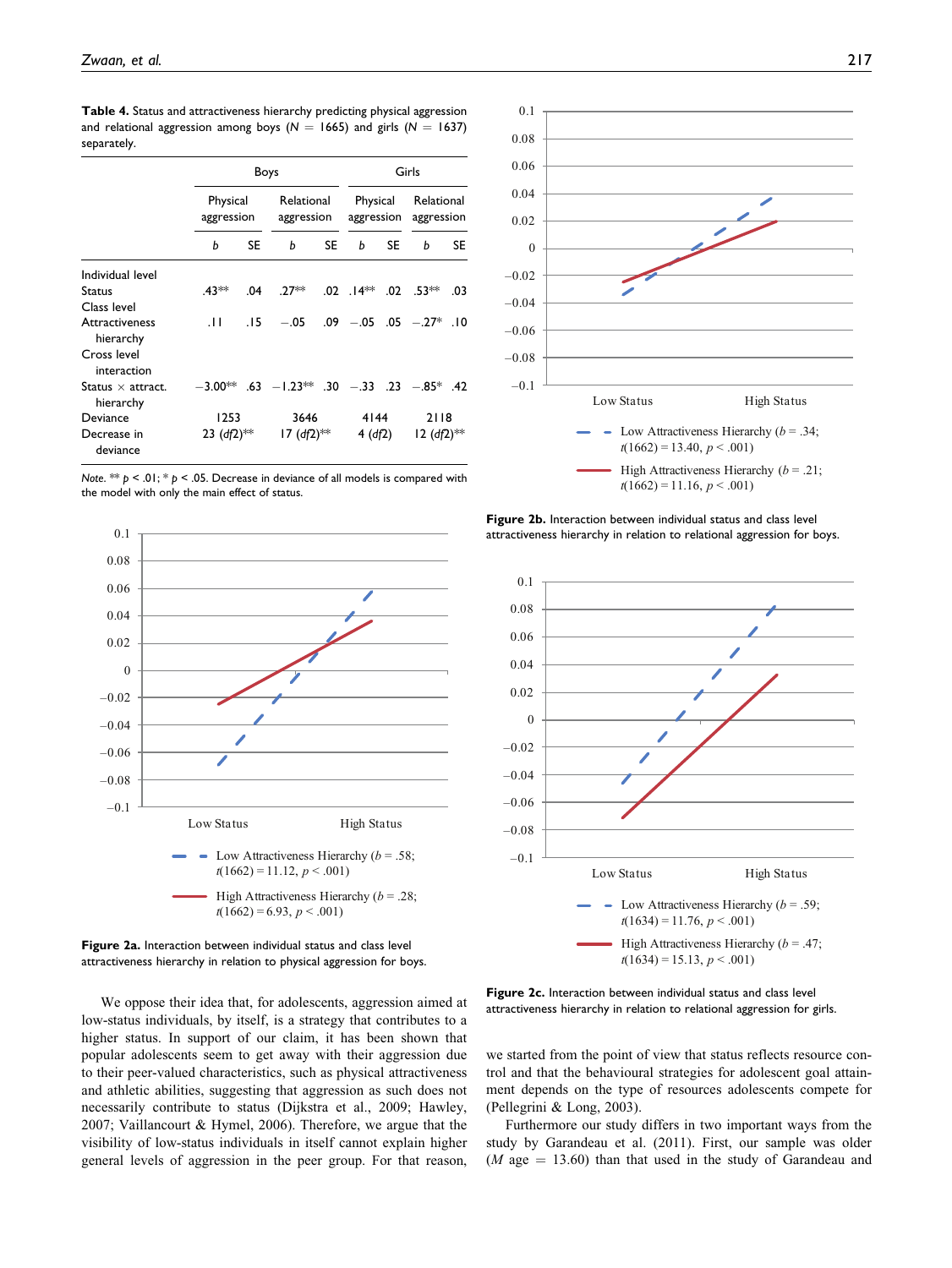**Table 4.** Status and attractiveness hierarchy predicting physical aggression and relational aggression among boys ($N$ = 1665) and girls ($N$ = 1637) separately.

| | Boys | | | | Girls | | | |
|---|---|---|---|---|---|---|---|---|
| | Physical aggression | | Relational aggression | | Physical aggression | | Relational aggression | |
| | $b$ | SE | $b$ | SE | $b$ | SE | $b$ | SE |
| Individual level | | | | | | | | |
| Status | .43** | .04 | .27** | .02 | .14** | .02 | .53** | .03 |
| Class level | | | | | | | | |
| Attractiveness hierarchy | .11 | .15 | −.05 | .09 | −.05 | .05 | −.27* | .10 |
| Cross level interaction | | | | | | | | |
| Status × attract. hierarchy | −3.00** | .63 | −1.23** | .30 | −.33 | .23 | −.85* | .42 |
| Deviance | 1253 | | 3646 | | 4144 | | 2118 | |
| Decrease in deviance | 23 (df2)** | | 17 (df2)** | | 4 (df2) | | 12 (df2)** | |

*Note.* ** $p < .01$; * $p < .05$. Decrease in deviance of all models is compared with the model with only the main effect of status.

0.1
0.08
0.06
0.04
0.02
0
−0.02
−0.04
−0.06
−0.08
−0.1
Low Status
High Status
Low Attractiveness Hierarchy ($b$ = .58; $t(1662) = 11.12$, $p < .001$)
High Attractiveness Hierarchy ($b$ = .28; $t(1662) = 6.93$, $p < .001$)

**Figure 2a.** Interaction between individual status and class level attractiveness hierarchy in relation to physical aggression for boys.

0.1
0.08
0.06
0.04
0.02
0
−0.02
−0.04
−0.06
−0.08
−0.1
Low Status
High Status
Low Attractiveness Hierarchy ($b$ = .34; $t(1662) = 13.40$, $p < .001$)
High Attractiveness Hierarchy ($b$ = .21; $t(1662) = 11.16$, $p < .001$)

**Figure 2b.** Interaction between individual status and class level attractiveness hierarchy in relation to relational aggression for boys.

0.1
0.08
0.06
0.04
0.02
0
−0.02
−0.04
−0.06
−0.08
−0.1
Low Status
High Status
Low Attractiveness Hierarchy ($b$ = .59; $t(1634) = 11.76$, $p < .001$)
High Attractiveness Hierarchy ($b$ = .47; $t(1634) = 15.13$, $p < .001$)

**Figure 2c.** Interaction between individual status and class level attractiveness hierarchy in relation to relational aggression for girls.

We oppose their idea that, for adolescents, aggression aimed at low-status individuals, by itself, is a strategy that contributes to a higher status. In support of our claim, it has been shown that popular adolescents seem to get away with their aggression due to their peer-valued characteristics, such as physical attractiveness and athletic abilities, suggesting that aggression as such does not necessarily contribute to status (Dijkstra et al., 2009; Hawley, 2007; Vaillancourt & Hymel, 2006). Therefore, we argue that the visibility of low-status individuals in itself cannot explain higher general levels of aggression in the peer group. For that reason, we started from the point of view that status reflects resource control and that the behavioural strategies for adolescent goal attainment depends on the type of resources adolescents compete for (Pellegrini & Long, 2003).

Furthermore our study differs in two important ways from the study by Garandeau et al. (2011). First, our sample was older ($M$ age = 13.60) than that used in the study of Garandeau and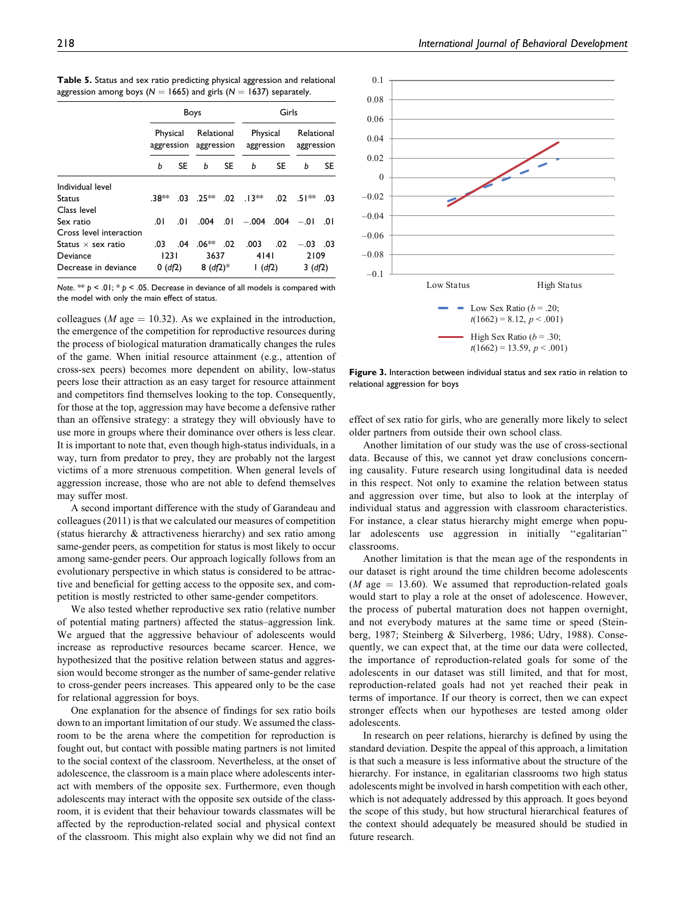**Table 5.** Status and sex ratio predicting physical aggression and relational aggression among boys ($N = 1665$) and girls ($N = 1637$) separately.

| | Boys | | | | Girls | | | |
|---|---|---|---|---|---|---|---|---|
| | Physical aggression | | Relational aggression | | Physical aggression | | Relational aggression | |
| | *b* | SE | *b* | SE | *b* | SE | *b* | SE |
| Individual level | | | | | | | | |
| Status | .38** | .03 | .25** | .02 | .13** | .02 | .51** | .03 |
| Class level | | | | | | | | |
| Sex ratio | .01 | .01 | .004 | .01 | −.004 | .004 | −.01 | .01 |
| Cross level interaction | | | | | | | | |
| Status × sex ratio | .03 | .04 | .06** | .02 | .003 | .02 | −.03 | .03 |
| Deviance | 1231 | | 3637 | | 4141 | | 2109 | |
| Decrease in deviance | 0 (*df*2) | | 8 (*df*2)* | | 1 (*df*2) | | 3 (*df*2) | |

*Note.* ** $p < .01$; * $p < .05$. Decrease in deviance of all models is compared with the model with only the main effect of status.

colleagues ($M$ age $= 10.32$). As we explained in the introduction, the emergence of the competition for reproductive resources during the process of biological maturation dramatically changes the rules of the game. When initial resource attainment (e.g., attention of cross-sex peers) becomes more dependent on ability, low-status peers lose their attraction as an easy target for resource attainment and competitors find themselves looking to the top. Consequently, for those at the top, aggression may have become a defensive rather than an offensive strategy: a strategy they will obviously have to use more in groups where their dominance over others is less clear. It is important to note that, even though high-status individuals, in a way, turn from predator to prey, they are probably not the largest victims of a more strenuous competition. When general levels of aggression increase, those who are not able to defend themselves may suffer most.

A second important difference with the study of Garandeau and colleagues (2011) is that we calculated our measures of competition (status hierarchy & attractiveness hierarchy) and sex ratio among same-gender peers, as competition for status is most likely to occur among same-gender peers. Our approach logically follows from an evolutionary perspective in which status is considered to be attractive and beneficial for getting access to the opposite sex, and competition is mostly restricted to other same-gender competitors.

We also tested whether reproductive sex ratio (relative number of potential mating partners) affected the status–aggression link. We argued that the aggressive behaviour of adolescents would increase as reproductive resources became scarcer. Hence, we hypothesized that the positive relation between status and aggression would become stronger as the number of same-gender relative to cross-gender peers increases. This appeared only to be the case for relational aggression for boys.

One explanation for the absence of findings for sex ratio boils down to an important limitation of our study. We assumed the classroom to be the arena where the competition for reproduction is fought out, but contact with possible mating partners is not limited to the social context of the classroom. Nevertheless, at the onset of adolescence, the classroom is a main place where adolescents interact with members of the opposite sex. Furthermore, even though adolescents may interact with the opposite sex outside of the classroom, it is evident that their behaviour towards classmates will be affected by the reproduction-related social and physical context of the classroom. This might also explain why we did not find an effect of sex ratio for girls, who are generally more likely to select older partners from outside their own school class.

**Figure 3.** Interaction between individual status and sex ratio in relation to relational aggression for boys

Another limitation of our study was the use of cross-sectional data. Because of this, we cannot yet draw conclusions concerning causality. Future research using longitudinal data is needed in this respect. Not only to examine the relation between status and aggression over time, but also to look at the interplay of individual status and aggression with classroom characteristics. For instance, a clear status hierarchy might emerge when popular adolescents use aggression in initially "egalitarian" classrooms.

Another limitation is that the mean age of the respondents in our dataset is right around the time children become adolescents ($M$ age $= 13.60$). We assumed that reproduction-related goals would start to play a role at the onset of adolescence. However, the process of pubertal maturation does not happen overnight, and not everybody matures at the same time or speed (Steinberg, 1987; Steinberg & Silverberg, 1986; Udry, 1988). Consequently, we can expect that, at the time our data were collected, the importance of reproduction-related goals for some of the adolescents in our dataset was still limited, and that for most, reproduction-related goals had not yet reached their peak in terms of importance. If our theory is correct, then we can expect stronger effects when our hypotheses are tested among older adolescents.

In research on peer relations, hierarchy is defined by using the standard deviation. Despite the appeal of this approach, a limitation is that such a measure is less informative about the structure of the hierarchy. For instance, in egalitarian classrooms two high status adolescents might be involved in harsh competition with each other, which is not adequately addressed by this approach. It goes beyond the scope of this study, but how structural hierarchical features of the context should adequately be measured should be studied in future research.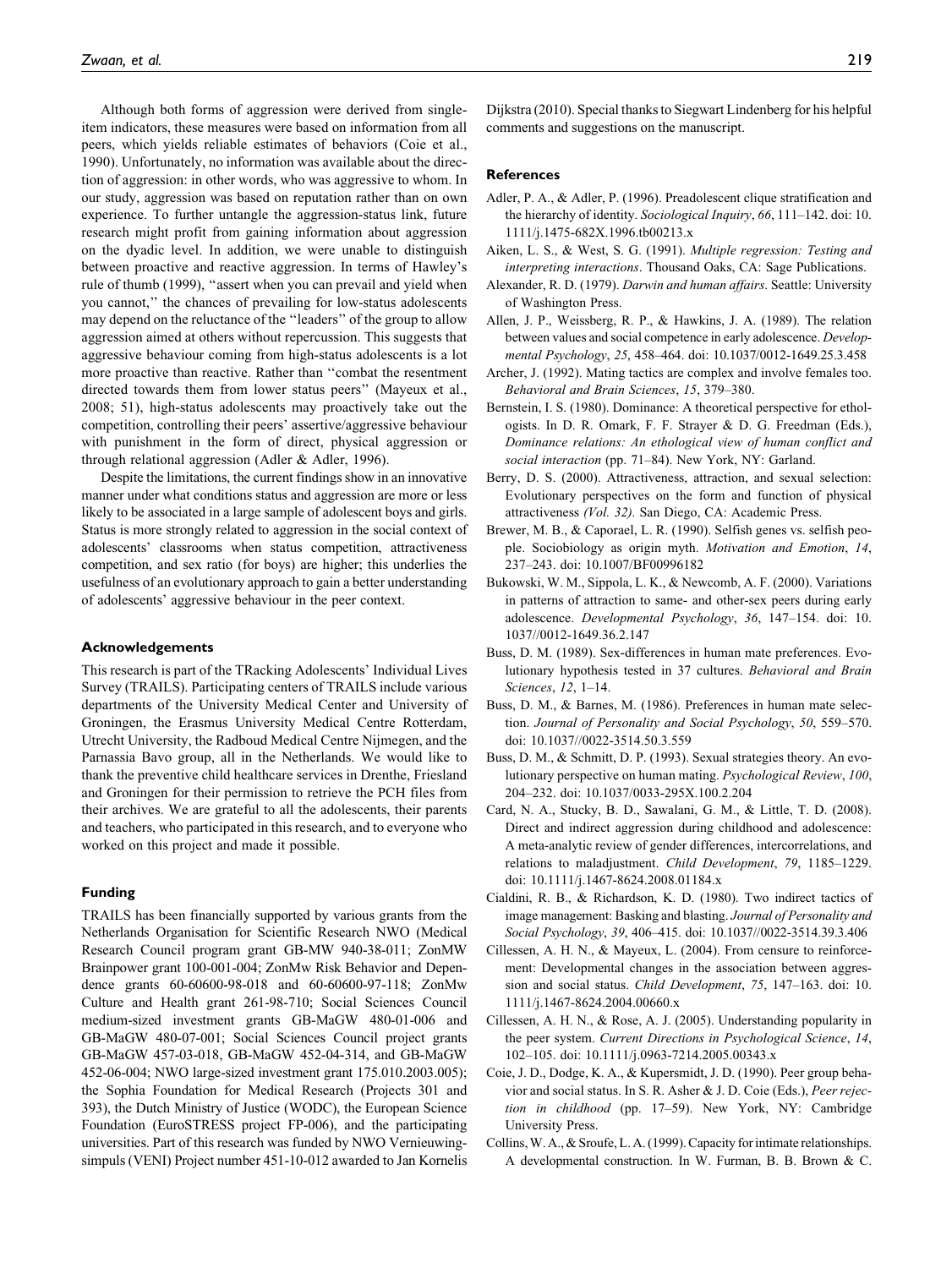Although both forms of aggression were derived from single-item indicators, these measures were based on information from all peers, which yields reliable estimates of behaviors (Coie et al., 1990). Unfortunately, no information was available about the direction of aggression: in other words, who was aggressive to whom. In our study, aggression was based on reputation rather than on own experience. To further untangle the aggression-status link, future research might profit from gaining information about aggression on the dyadic level. In addition, we were unable to distinguish between proactive and reactive aggression. In terms of Hawley's rule of thumb (1999), "assert when you can prevail and yield when you cannot," the chances of prevailing for low-status adolescents may depend on the reluctance of the "leaders" of the group to allow aggression aimed at others without repercussion. This suggests that aggressive behaviour coming from high-status adolescents is a lot more proactive than reactive. Rather than "combat the resentment directed towards them from lower status peers" (Mayeux et al., 2008; 51), high-status adolescents may proactively take out the competition, controlling their peers' assertive/aggressive behaviour with punishment in the form of direct, physical aggression or through relational aggression (Adler & Adler, 1996).

Despite the limitations, the current findings show in an innovative manner under what conditions status and aggression are more or less likely to be associated in a large sample of adolescent boys and girls. Status is more strongly related to aggression in the social context of adolescents' classrooms when status competition, attractiveness competition, and sex ratio (for boys) are higher; this underlies the usefulness of an evolutionary approach to gain a better understanding of adolescents' aggressive behaviour in the peer context.

#### Acknowledgements

This research is part of the TRacking Adolescents' Individual Lives Survey (TRAILS). Participating centers of TRAILS include various departments of the University Medical Center and University of Groningen, the Erasmus University Medical Centre Rotterdam, Utrecht University, the Radboud Medical Centre Nijmegen, and the Parnassia Bavo group, all in the Netherlands. We would like to thank the preventive child healthcare services in Drenthe, Friesland and Groningen for their permission to retrieve the PCH files from their archives. We are grateful to all the adolescents, their parents and teachers, who participated in this research, and to everyone who worked on this project and made it possible.

#### Funding

TRAILS has been financially supported by various grants from the Netherlands Organisation for Scientific Research NWO (Medical Research Council program grant GB-MW 940-38-011; ZonMW Brainpower grant 100-001-004; ZonMw Risk Behavior and Dependence grants 60-60600-98-018 and 60-60600-97-118; ZonMw Culture and Health grant 261-98-710; Social Sciences Council medium-sized investment grants GB-MaGW 480-01-006 and GB-MaGW 480-07-001; Social Sciences Council project grants GB-MaGW 457-03-018, GB-MaGW 452-04-314, and GB-MaGW 452-06-004; NWO large-sized investment grant 175.010.2003.005); the Sophia Foundation for Medical Research (Projects 301 and 393), the Dutch Ministry of Justice (WODC), the European Science Foundation (EuroSTRESS project FP-006), and the participating universities. Part of this research was funded by NWO Vernieuwingsimpuls (VENI) Project number 451-10-012 awarded to Jan Kornelis Dijkstra (2010). Special thanks to Siegwart Lindenberg for his helpful comments and suggestions on the manuscript.

#### References

Adler, P. A., & Adler, P. (1996). Preadolescent clique stratification and the hierarchy of identity. *Sociological Inquiry*, *66*, 111–142. doi: 10.1111/j.1475-682X.1996.tb00213.x

Aiken, L. S., & West, S. G. (1991). *Multiple regression: Testing and interpreting interactions*. Thousand Oaks, CA: Sage Publications.

Alexander, R. D. (1979). *Darwin and human affairs*. Seattle: University of Washington Press.

Allen, J. P., Weissberg, R. P., & Hawkins, J. A. (1989). The relation between values and social competence in early adolescence. *Developmental Psychology*, *25*, 458–464. doi: 10.1037/0012-1649.25.3.458

Archer, J. (1992). Mating tactics are complex and involve females too. *Behavioral and Brain Sciences*, *15*, 379–380.

Bernstein, I. S. (1980). Dominance: A theoretical perspective for ethologists. In D. R. Omark, F. F. Strayer & D. G. Freedman (Eds.), *Dominance relations: An ethological view of human conflict and social interaction* (pp. 71–84). New York, NY: Garland.

Berry, D. S. (2000). Attractiveness, attraction, and sexual selection: Evolutionary perspectives on the form and function of physical attractiveness *(Vol. 32).* San Diego, CA: Academic Press.

Brewer, M. B., & Caporael, L. R. (1990). Selfish genes vs. selfish people. Sociobiology as origin myth. *Motivation and Emotion*, *14*, 237–243. doi: 10.1007/BF00996182

Bukowski, W. M., Sippola, L. K., & Newcomb, A. F. (2000). Variations in patterns of attraction to same- and other-sex peers during early adolescence. *Developmental Psychology*, *36*, 147–154. doi: 10.1037//0012-1649.36.2.147

Buss, D. M. (1989). Sex-differences in human mate preferences. Evolutionary hypothesis tested in 37 cultures. *Behavioral and Brain Sciences*, *12*, 1–14.

Buss, D. M., & Barnes, M. (1986). Preferences in human mate selection. *Journal of Personality and Social Psychology*, *50*, 559–570. doi: 10.1037//0022-3514.50.3.559

Buss, D. M., & Schmitt, D. P. (1993). Sexual strategies theory. An evolutionary perspective on human mating. *Psychological Review*, *100*, 204–232. doi: 10.1037/0033-295X.100.2.204

Card, N. A., Stucky, B. D., Sawalani, G. M., & Little, T. D. (2008). Direct and indirect aggression during childhood and adolescence: A meta-analytic review of gender differences, intercorrelations, and relations to maladjustment. *Child Development*, *79*, 1185–1229. doi: 10.1111/j.1467-8624.2008.01184.x

Cialdini, R. B., & Richardson, K. D. (1980). Two indirect tactics of image management: Basking and blasting. *Journal of Personality and Social Psychology*, *39*, 406–415. doi: 10.1037//0022-3514.39.3.406

Cillessen, A. H. N., & Mayeux, L. (2004). From censure to reinforcement: Developmental changes in the association between aggression and social status. *Child Development*, *75*, 147–163. doi: 10.1111/j.1467-8624.2004.00660.x

Cillessen, A. H. N., & Rose, A. J. (2005). Understanding popularity in the peer system. *Current Directions in Psychological Science*, *14*, 102–105. doi: 10.1111/j.0963-7214.2005.00343.x

Coie, J. D., Dodge, K. A., & Kupersmidt, J. D. (1990). Peer group behavior and social status. In S. R. Asher & J. D. Coie (Eds.), *Peer rejection in childhood* (pp. 17–59). New York, NY: Cambridge University Press.

Collins, W. A., & Sroufe, L. A. (1999). Capacity for intimate relationships. A developmental construction. In W. Furman, B. B. Brown & C.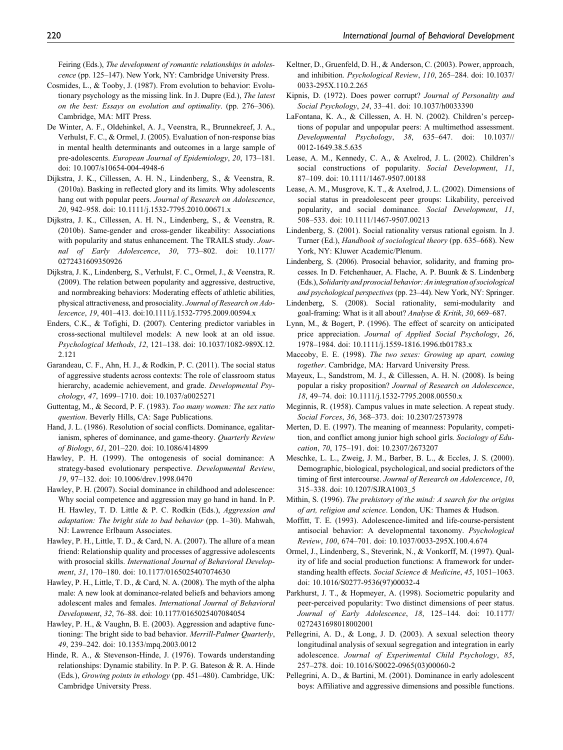Feiring (Eds.), *The development of romantic relationships in adolescence* (pp. 125–147). New York, NY: Cambridge University Press.

Cosmides, L., & Tooby, J. (1987). From evolution to behavior: Evolutionary psychology as the missing link. In J. Dupre (Ed.), *The latest on the best: Essays on evolution and optimality*. (pp. 276–306). Cambridge, MA: MIT Press.

De Winter, A. F., Oldehinkel, A. J., Veenstra, R., Brunnekreef, J. A., Verhulst, F. C., & Ormel, J. (2005). Evaluation of non-response bias in mental health determinants and outcomes in a large sample of pre-adolescents. *European Journal of Epidemiology*, *20*, 173–181. doi: 10.1007/s10654-004-4948-6

Dijkstra, J. K., Cillessen, A. H. N., Lindenberg, S., & Veenstra, R. (2010a). Basking in reflected glory and its limits. Why adolescents hang out with popular peers. *Journal of Research on Adolescence*, *20*, 942–958. doi: 10.1111/j.1532-7795.2010.00671.x

Dijkstra, J. K., Cillessen, A. H. N., Lindenberg, S., & Veenstra, R. (2010b). Same-gender and cross-gender likeability: Associations with popularity and status enhancement. The TRAILS study. *Journal of Early Adolescence*, *30*, 773–802. doi: 10.1177/0272431609350926

Dijkstra, J. K., Lindenberg, S., Verhulst, F. C., Ormel, J., & Veenstra, R. (2009). The relation between popularity and aggressive, destructive, and normbreaking behaviors: Moderating effects of athletic abilities, physical attractiveness, and prosociality. *Journal of Research on Adolescence*, *19*, 401–413. doi:10.1111/j.1532-7795.2009.00594.x

Enders, C.K., & Tofighi, D. (2007). Centering predictor variables in cross-sectional multilevel models: A new look at an old issue. *Psychological Methods*, *12*, 121–138. doi: 10.1037/1082-989X.12.2.121

Garandeau, C. F., Ahn, H. J., & Rodkin, P. C. (2011). The social status of aggressive students across contexts: The role of classroom status hierarchy, academic achievement, and grade. *Developmental Psychology*, *47*, 1699–1710. doi: 10.1037/a0025271

Guttentag, M., & Secord, P. F. (1983). *Too many women: The sex ratio question*. Beverly Hills, CA: Sage Publications.

Hand, J. L. (1986). Resolution of social conflicts. Dominance, egalitarianism, spheres of dominance, and game-theory. *Quarterly Review of Biology*, *61*, 201–220. doi: 10.1086/414899

Hawley, P. H. (1999). The ontogenesis of social dominance: A strategy-based evolutionary perspective. *Developmental Review*, *19*, 97–132. doi: 10.1006/drev.1998.0470

Hawley, P. H. (2007). Social dominance in childhood and adolescence: Why social competence and aggression may go hand in hand. In P. H. Hawley, T. D. Little & P. C. Rodkin (Eds.), *Aggression and adaptation: The bright side to bad behavior* (pp. 1–30). Mahwah, NJ: Lawrence Erlbaum Associates.

Hawley, P. H., Little, T. D., & Card, N. A. (2007). The allure of a mean friend: Relationship quality and processes of aggressive adolescents with prosocial skills. *International Journal of Behavioral Development*, *31*, 170–180. doi: 10.1177/0165025407074630

Hawley, P. H., Little, T. D., & Card, N. A. (2008). The myth of the alpha male: A new look at dominance-related beliefs and behaviors among adolescent males and females. *International Journal of Behavioral Development*, *32*, 76–88. doi: 10.1177/0165025407084054

Hawley, P. H., & Vaughn, B. E. (2003). Aggression and adaptive functioning: The bright side to bad behavior. *Merrill-Palmer Quarterly*, *49*, 239–242. doi: 10.1353/mpq.2003.0012

Hinde, R. A., & Stevenson-Hinde, J. (1976). Towards understanding relationships: Dynamic stability. In P. P. G. Bateson & R. A. Hinde (Eds.), *Growing points in ethology* (pp. 451–480). Cambridge, UK: Cambridge University Press.

Keltner, D., Gruenfeld, D. H., & Anderson, C. (2003). Power, approach, and inhibition. *Psychological Review*, *110*, 265–284. doi: 10.1037/0033-295X.110.2.265

Kipnis, D. (1972). Does power corrupt? *Journal of Personality and Social Psychology*, *24*, 33–41. doi: 10.1037/h0033390

LaFontana, K. A., & Cillessen, A. H. N. (2002). Children's perceptions of popular and unpopular peers: A multimethod assessment. *Developmental Psychology*, *38*, 635–647. doi: 10.1037//0012-1649.38.5.635

Lease, A. M., Kennedy, C. A., & Axelrod, J. L. (2002). Children's social constructions of popularity. *Social Development*, *11*, 87–109. doi: 10.1111/1467-9507.00188

Lease, A. M., Musgrove, K. T., & Axelrod, J. L. (2002). Dimensions of social status in preadolescent peer groups: Likability, perceived popularity, and social dominance. *Social Development*, *11*, 508–533. doi: 10.1111/1467-9507.00213

Lindenberg, S. (2001). Social rationality versus rational egoism. In J. Turner (Ed.), *Handbook of sociological theory* (pp. 635–668). New York, NY: Kluwer Academic/Plenum.

Lindenberg, S. (2006). Prosocial behavior, solidarity, and framing processes. In D. Fetchenhauer, A. Flache, A. P. Buunk & S. Lindenberg (Eds.), *Solidarity and prosocial behavior: An integration of sociological and psychological perspectives* (pp. 23–44). New York, NY: Springer.

Lindenberg, S. (2008). Social rationality, semi-modularity and goal-framing: What is it all about? *Analyse & Kritik*, *30*, 669–687.

Lynn, M., & Bogert, P. (1996). The effect of scarcity on anticipated price appreciation. *Journal of Applied Social Psychology*, *26*, 1978–1984. doi: 10.1111/j.1559-1816.1996.tb01783.x

Maccoby, E. E. (1998). *The two sexes: Growing up apart, coming together*. Cambridge, MA: Harvard University Press.

Mayeux, L., Sandstrom, M. J., & Cillessen, A. H. N. (2008). Is being popular a risky proposition? *Journal of Research on Adolescence*, *18*, 49–74. doi: 10.1111/j.1532-7795.2008.00550.x

Mcginnis, R. (1958). Campus values in mate selection. A repeat study. *Social Forces*, *36*, 368–373. doi: 10.2307/2573978

Merten, D. E. (1997). The meaning of meanness: Popularity, competition, and conflict among junior high school girls. *Sociology of Education*, *70*, 175–191. doi: 10.2307/2673207

Meschke, L. L., Zweig, J. M., Barber, B. L., & Eccles, J. S. (2000). Demographic, biological, psychological, and social predictors of the timing of first intercourse. *Journal of Research on Adolescence*, *10*, 315–338. doi: 10.1207/SJRA1003_5

Mithin, S. (1996). *The prehistory of the mind: A search for the origins of art, religion and science*. London, UK: Thames & Hudson.

Moffitt, T. E. (1993). Adolescence-limited and life-course-persistent antisocial behavior: A developmental taxonomy. *Psychological Review*, *100*, 674–701. doi: 10.1037/0033-295X.100.4.674

Ormel, J., Lindenberg, S., Steverink, N., & Vonkorff, M. (1997). Quality of life and social production functions: A framework for understanding health effects. *Social Science & Medicine*, *45*, 1051–1063. doi: 10.1016/S0277-9536(97)00032-4

Parkhurst, J. T., & Hopmeyer, A. (1998). Sociometric popularity and peer-perceived popularity: Two distinct dimensions of peer status. *Journal of Early Adolescence*, *18*, 125–144. doi: 10.1177/0272431698018002001

Pellegrini, A. D., & Long, J. D. (2003). A sexual selection theory longitudinal analysis of sexual segregation and integration in early adolescence. *Journal of Experimental Child Psychology*, *85*, 257–278. doi: 10.1016/S0022-0965(03)00060-2

Pellegrini, A. D., & Bartini, M. (2001). Dominance in early adolescent boys: Affiliative and aggressive dimensions and possible functions.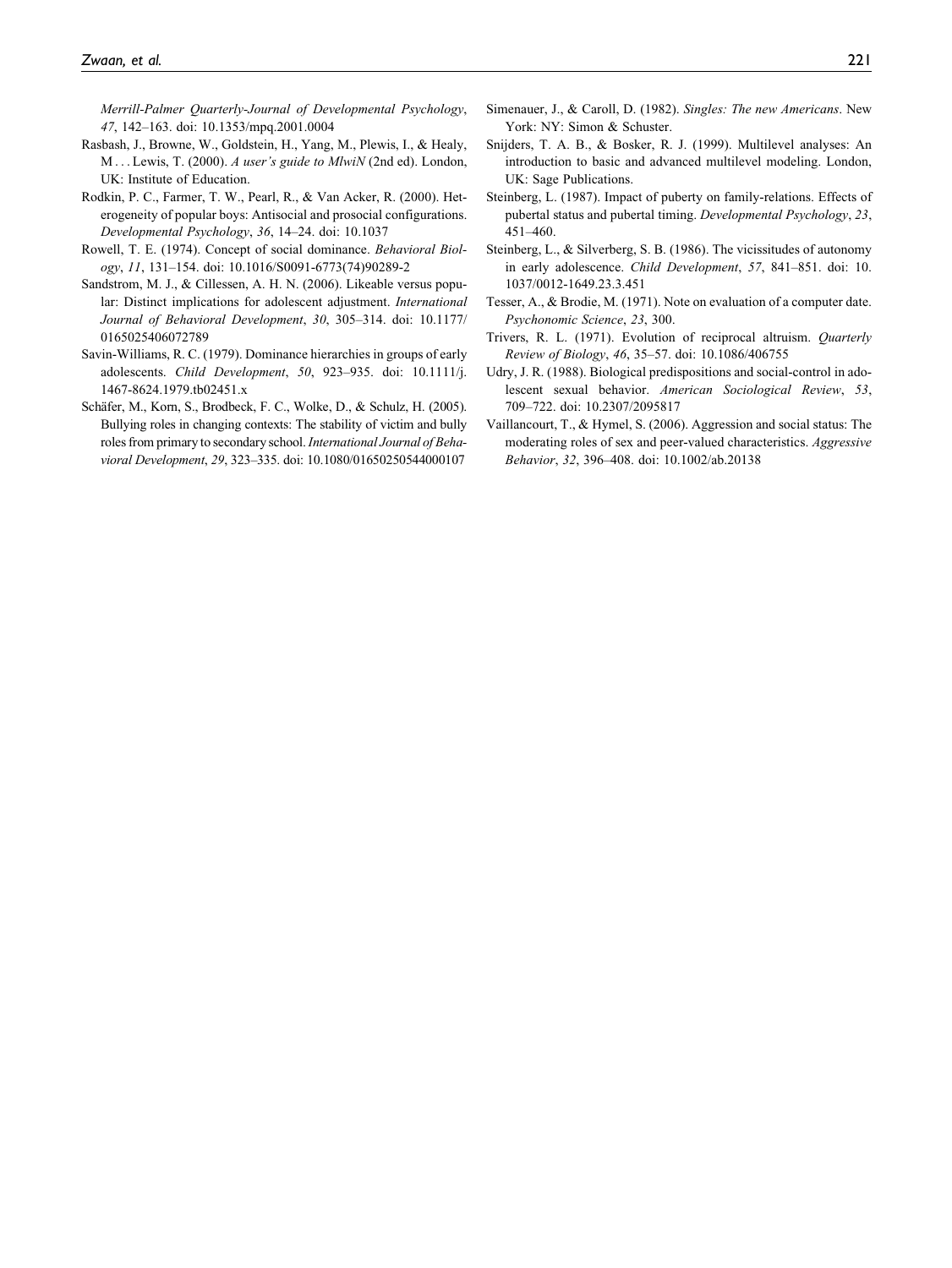*Merrill-Palmer Quarterly-Journal of Developmental Psychology*, *47*, 142–163. doi: 10.1353/mpq.2001.0004

Rasbash, J., Browne, W., Goldstein, H., Yang, M., Plewis, I., & Healy, M . . . Lewis, T. (2000). *A user's guide to MlwiN* (2nd ed). London, UK: Institute of Education.

Rodkin, P. C., Farmer, T. W., Pearl, R., & Van Acker, R. (2000). Heterogeneity of popular boys: Antisocial and prosocial configurations. *Developmental Psychology*, *36*, 14–24. doi: 10.1037

Rowell, T. E. (1974). Concept of social dominance. *Behavioral Biology*, *11*, 131–154. doi: 10.1016/S0091-6773(74)90289-2

Sandstrom, M. J., & Cillessen, A. H. N. (2006). Likeable versus popular: Distinct implications for adolescent adjustment. *International Journal of Behavioral Development*, *30*, 305–314. doi: 10.1177/0165025406072789

Savin-Williams, R. C. (1979). Dominance hierarchies in groups of early adolescents. *Child Development*, *50*, 923–935. doi: 10.1111/j.1467-8624.1979.tb02451.x

Schäfer, M., Korn, S., Brodbeck, F. C., Wolke, D., & Schulz, H. (2005). Bullying roles in changing contexts: The stability of victim and bully roles from primary to secondary school. *International Journal of Behavioral Development*, *29*, 323–335. doi: 10.1080/01650250544000107

Simenauer, J., & Caroll, D. (1982). *Singles: The new Americans*. New York: NY: Simon & Schuster.

Snijders, T. A. B., & Bosker, R. J. (1999). Multilevel analyses: An introduction to basic and advanced multilevel modeling. London, UK: Sage Publications.

Steinberg, L. (1987). Impact of puberty on family-relations. Effects of pubertal status and pubertal timing. *Developmental Psychology*, *23*, 451–460.

Steinberg, L., & Silverberg, S. B. (1986). The vicissitudes of autonomy in early adolescence. *Child Development*, *57*, 841–851. doi: 10.1037/0012-1649.23.3.451

Tesser, A., & Brodie, M. (1971). Note on evaluation of a computer date. *Psychonomic Science*, *23*, 300.

Trivers, R. L. (1971). Evolution of reciprocal altruism. *Quarterly Review of Biology*, *46*, 35–57. doi: 10.1086/406755

Udry, J. R. (1988). Biological predispositions and social-control in adolescent sexual behavior. *American Sociological Review*, *53*, 709–722. doi: 10.2307/2095817

Vaillancourt, T., & Hymel, S. (2006). Aggression and social status: The moderating roles of sex and peer-valued characteristics. *Aggressive Behavior*, *32*, 396–408. doi: 10.1002/ab.20138